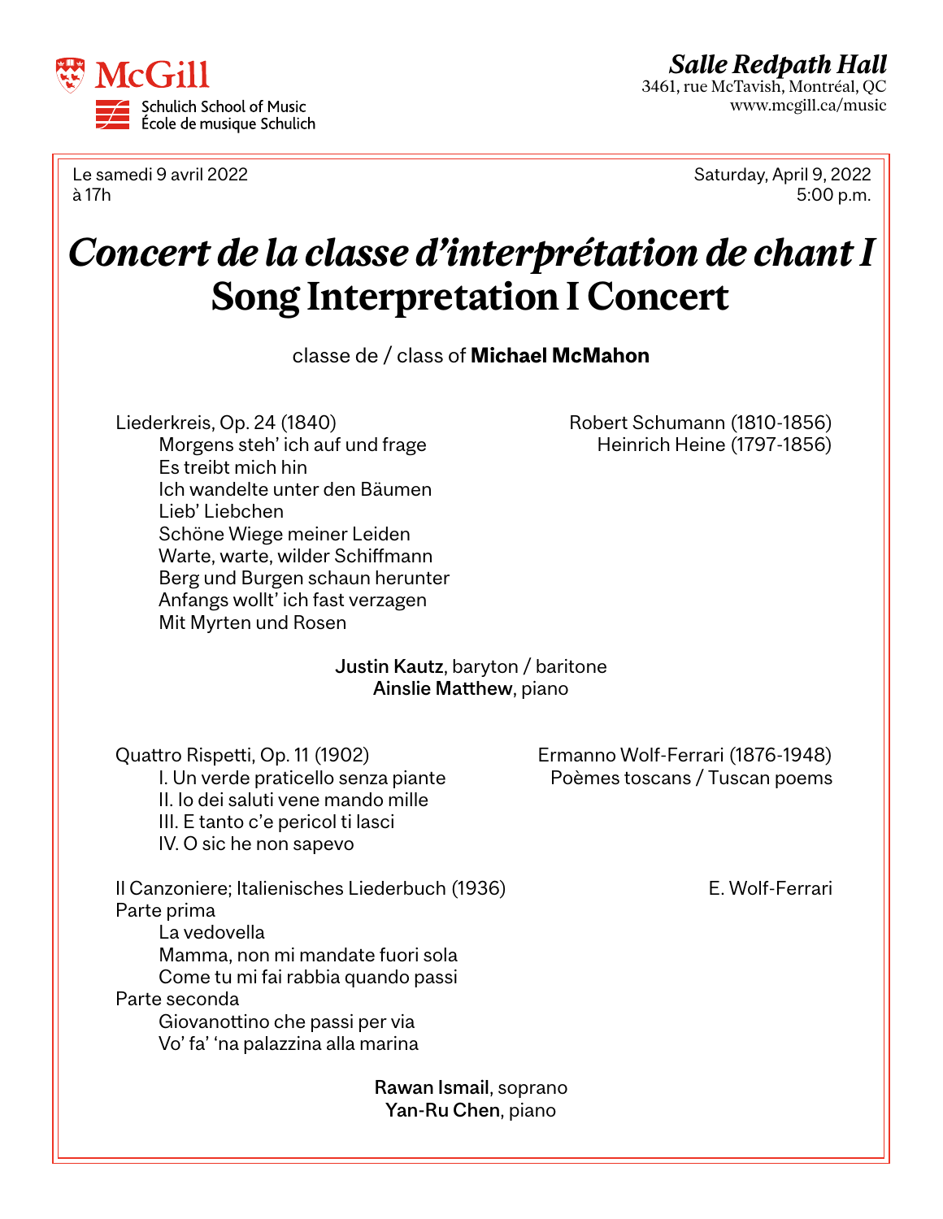McGill
Schulich School of Music
École de musique Schulich

***Salle Redpath Hall***
3461, rue McTavish, Montréal, QC
www.mcgill.ca/music

Le samedi 9 avril 2022
à 17h

Saturday, April 9, 2022
5:00 p.m.

# *Concert de la classe d'interprétation de chant I*
# Song Interpretation I Concert

classe de / class of **Michael McMahon**

Liederkreis, Op. 24 (1840) — Robert Schumann (1810-1856), Heinrich Heine (1797-1856)

- Morgens steh' ich auf und frage
- Es treibt mich hin
- Ich wandelte unter den Bäumen
- Lieb' Liebchen
- Schöne Wiege meiner Leiden
- Warte, warte, wilder Schiffmann
- Berg und Burgen schaun herunter
- Anfangs wollt' ich fast verzagen
- Mit Myrten und Rosen

**Justin Kautz**, baryton / baritone
**Ainslie Matthew**, piano

Quattro Rispetti, Op. 11 (1902) — Ermanno Wolf-Ferrari (1876-1948), Poèmes toscans / Tuscan poems

- I. Un verde praticello senza piante
- II. Io dei saluti vene mando mille
- III. E tanto c'e pericol ti lasci
- IV. O sic he non sapevo

Il Canzoniere; Italienisches Liederbuch (1936) — E. Wolf-Ferrari

Parte prima

- La vedovella
- Mamma, non mi mandate fuori sola
- Come tu mi fai rabbia quando passi

Parte seconda

- Giovanottino che passi per via
- Vo' fa' 'na palazzina alla marina

**Rawan Ismail**, soprano
**Yan-Ru Chen**, piano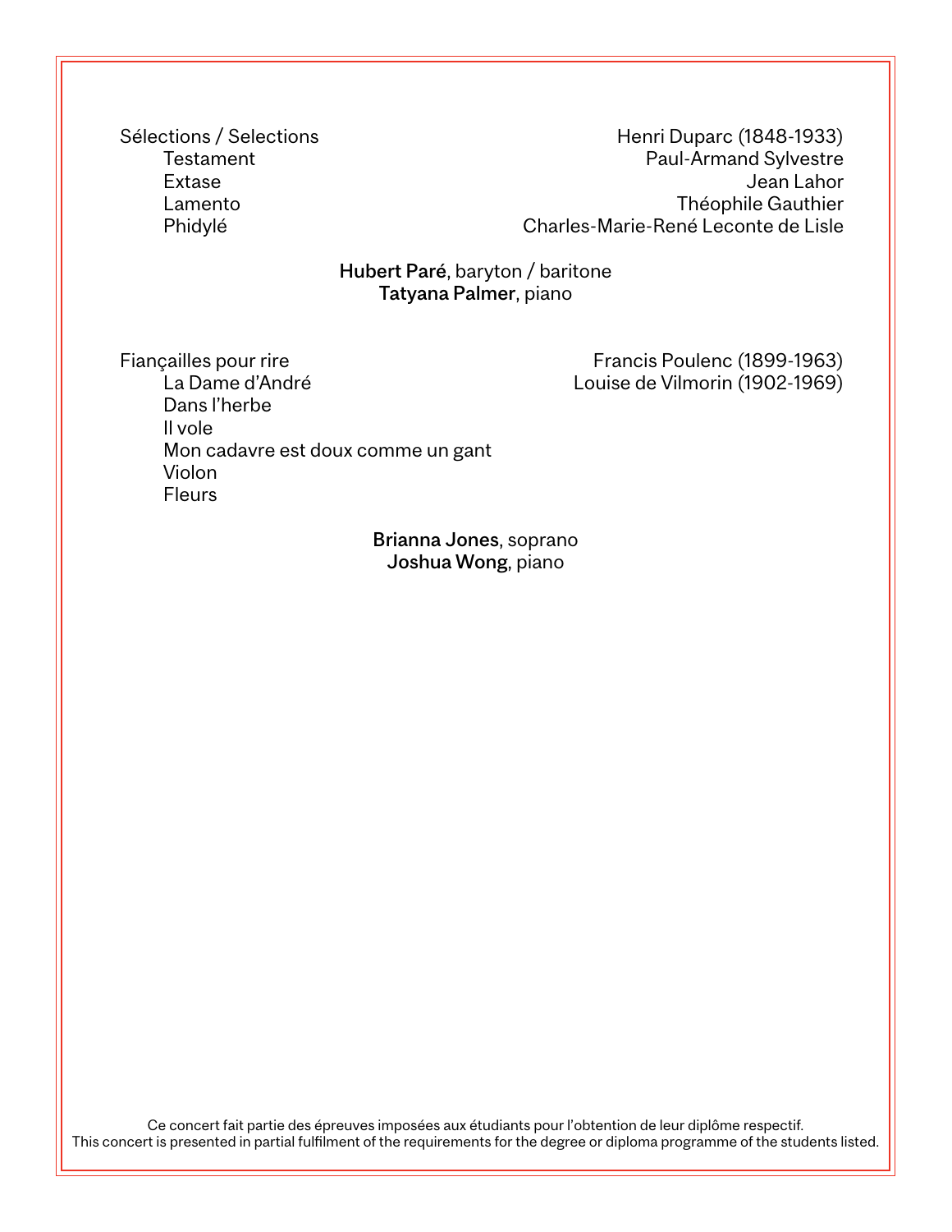Sélections / Selections — Henri Duparc (1848-1933)

- Testament — Paul-Armand Sylvestre
- Extase — Jean Lahor
- Lamento — Théophile Gauthier
- Phidylé — Charles-Marie-René Leconte de Lisle

**Hubert Paré**, baryton / baritone
**Tatyana Palmer**, piano

Fiançailles pour rire — Francis Poulenc (1899-1963)
Louise de Vilmorin (1902-1969)

- La Dame d'André
- Dans l'herbe
- Il vole
- Mon cadavre est doux comme un gant
- Violon
- Fleurs

**Brianna Jones**, soprano
**Joshua Wong**, piano

Ce concert fait partie des épreuves imposées aux étudiants pour l'obtention de leur diplôme respectif.
This concert is presented in partial fulfilment of the requirements for the degree or diploma programme of the students listed.